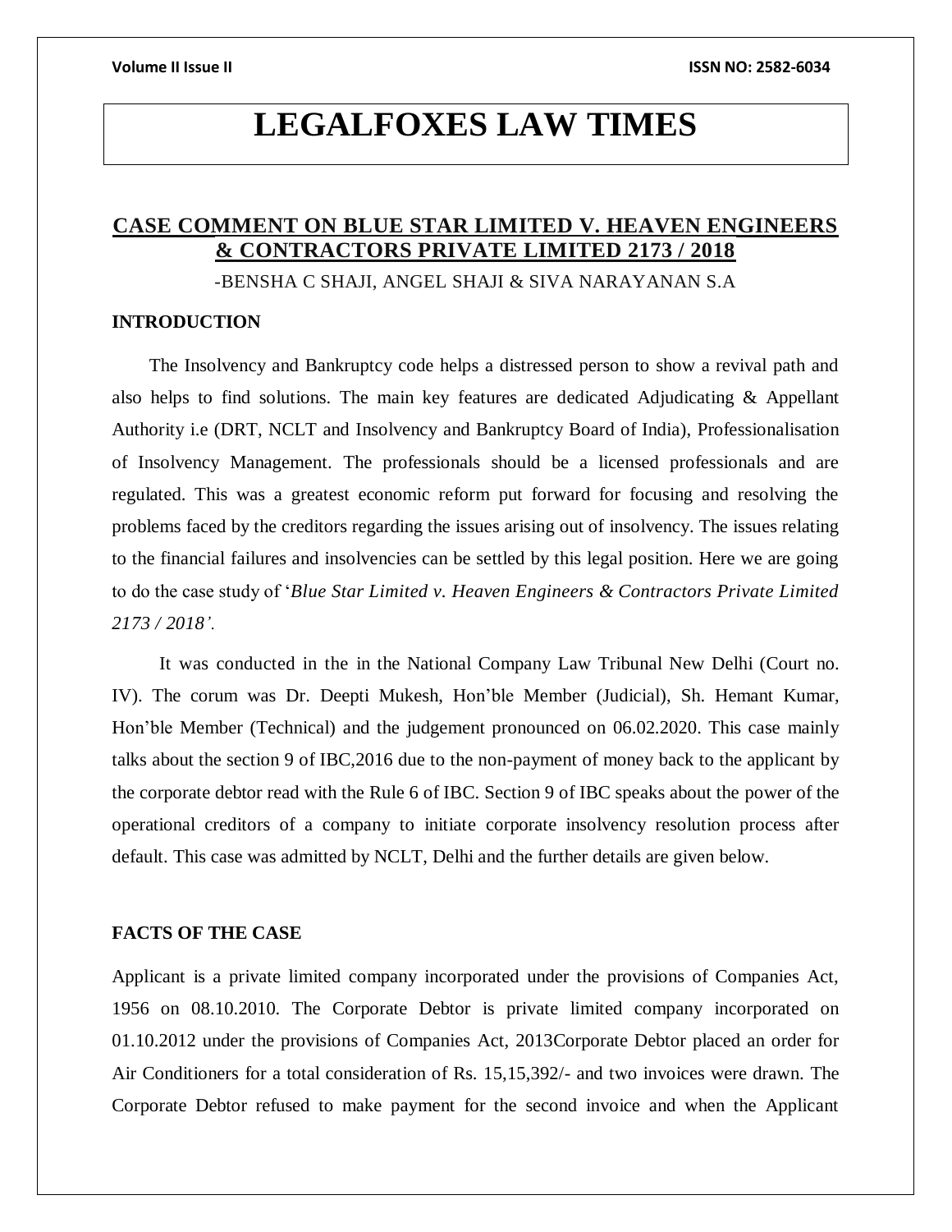# LEGALFOXES LAW TIMES

## CASE COMMENT ON BLUE STAR LIMITED V. HEAVEN ENGINEERS & CONTRACTORS PRIVATE LIMITED 2173 / 2018

-BENSHA C SHAJI, ANGEL SHAJI & SIVA NARAYANAN S.A

### INTRODUCTION

The Insolvency and Bankruptcy code helps a distressed person to show a revival path and also helps to find solutions. The main key features are dedicated Adjudicating & Appellant Authority i.e (DRT, NCLT and Insolvency and Bankruptcy Board of India), Professionalisation of Insolvency Management. The professionals should be a licensed professionals and are regulated. This was a greatest economic reform put forward for focusing and resolving the problems faced by the creditors regarding the issues arising out of insolvency. The issues relating to the financial failures and insolvencies can be settled by this legal position. Here we are going to do the case study of '*Blue Star Limited v. Heaven Engineers & Contractors Private Limited 2173 / 2018'.*

It was conducted in the in the National Company Law Tribunal New Delhi (Court no. IV). The corum was Dr. Deepti Mukesh, Hon'ble Member (Judicial), Sh. Hemant Kumar, Hon'ble Member (Technical) and the judgement pronounced on 06.02.2020. This case mainly talks about the section 9 of IBC,2016 due to the non-payment of money back to the applicant by the corporate debtor read with the Rule 6 of IBC. Section 9 of IBC speaks about the power of the operational creditors of a company to initiate corporate insolvency resolution process after default. This case was admitted by NCLT, Delhi and the further details are given below.

### FACTS OF THE CASE

Applicant is a private limited company incorporated under the provisions of Companies Act, 1956 on 08.10.2010. The Corporate Debtor is private limited company incorporated on 01.10.2012 under the provisions of Companies Act, 2013Corporate Debtor placed an order for Air Conditioners for a total consideration of Rs. 15,15,392/- and two invoices were drawn. The Corporate Debtor refused to make payment for the second invoice and when the Applicant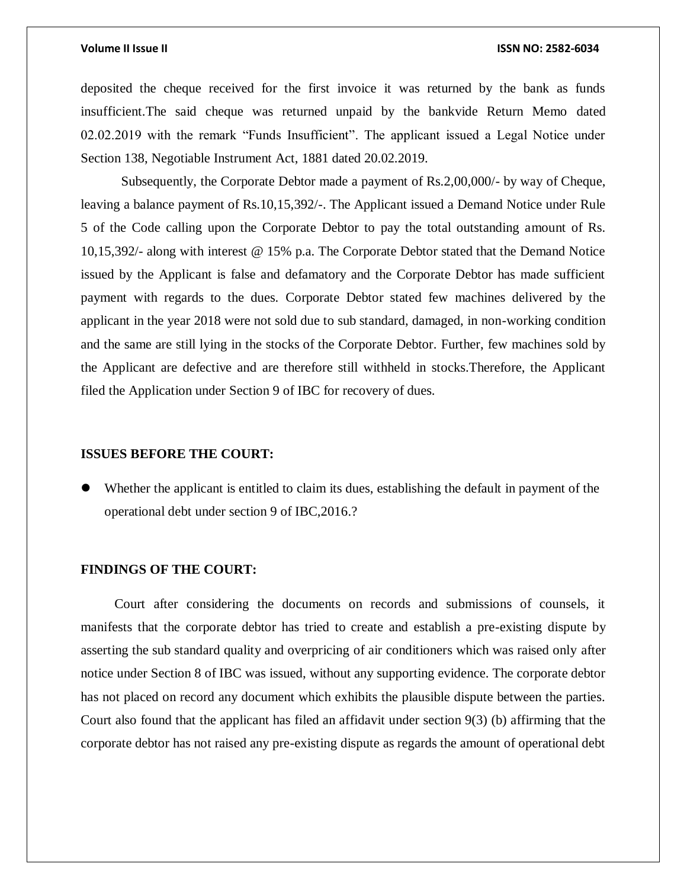deposited the cheque received for the first invoice it was returned by the bank as funds insufficient.The said cheque was returned unpaid by the bankvide Return Memo dated 02.02.2019 with the remark "Funds Insufficient". The applicant issued a Legal Notice under Section 138, Negotiable Instrument Act, 1881 dated 20.02.2019.

Subsequently, the Corporate Debtor made a payment of Rs.2,00,000/- by way of Cheque, leaving a balance payment of Rs.10,15,392/-. The Applicant issued a Demand Notice under Rule 5 of the Code calling upon the Corporate Debtor to pay the total outstanding amount of Rs. 10,15,392/- along with interest @ 15% p.a. The Corporate Debtor stated that the Demand Notice issued by the Applicant is false and defamatory and the Corporate Debtor has made sufficient payment with regards to the dues. Corporate Debtor stated few machines delivered by the applicant in the year 2018 were not sold due to sub standard, damaged, in non-working condition and the same are still lying in the stocks of the Corporate Debtor. Further, few machines sold by the Applicant are defective and are therefore still withheld in stocks.Therefore, the Applicant filed the Application under Section 9 of IBC for recovery of dues.

**ISSUES BEFORE THE COURT:**

- Whether the applicant is entitled to claim its dues, establishing the default in payment of the operational debt under section 9 of IBC,2016.?

**FINDINGS OF THE COURT:**

Court after considering the documents on records and submissions of counsels, it manifests that the corporate debtor has tried to create and establish a pre-existing dispute by asserting the sub standard quality and overpricing of air conditioners which was raised only after notice under Section 8 of IBC was issued, without any supporting evidence. The corporate debtor has not placed on record any document which exhibits the plausible dispute between the parties. Court also found that the applicant has filed an affidavit under section 9(3) (b) affirming that the corporate debtor has not raised any pre-existing dispute as regards the amount of operational debt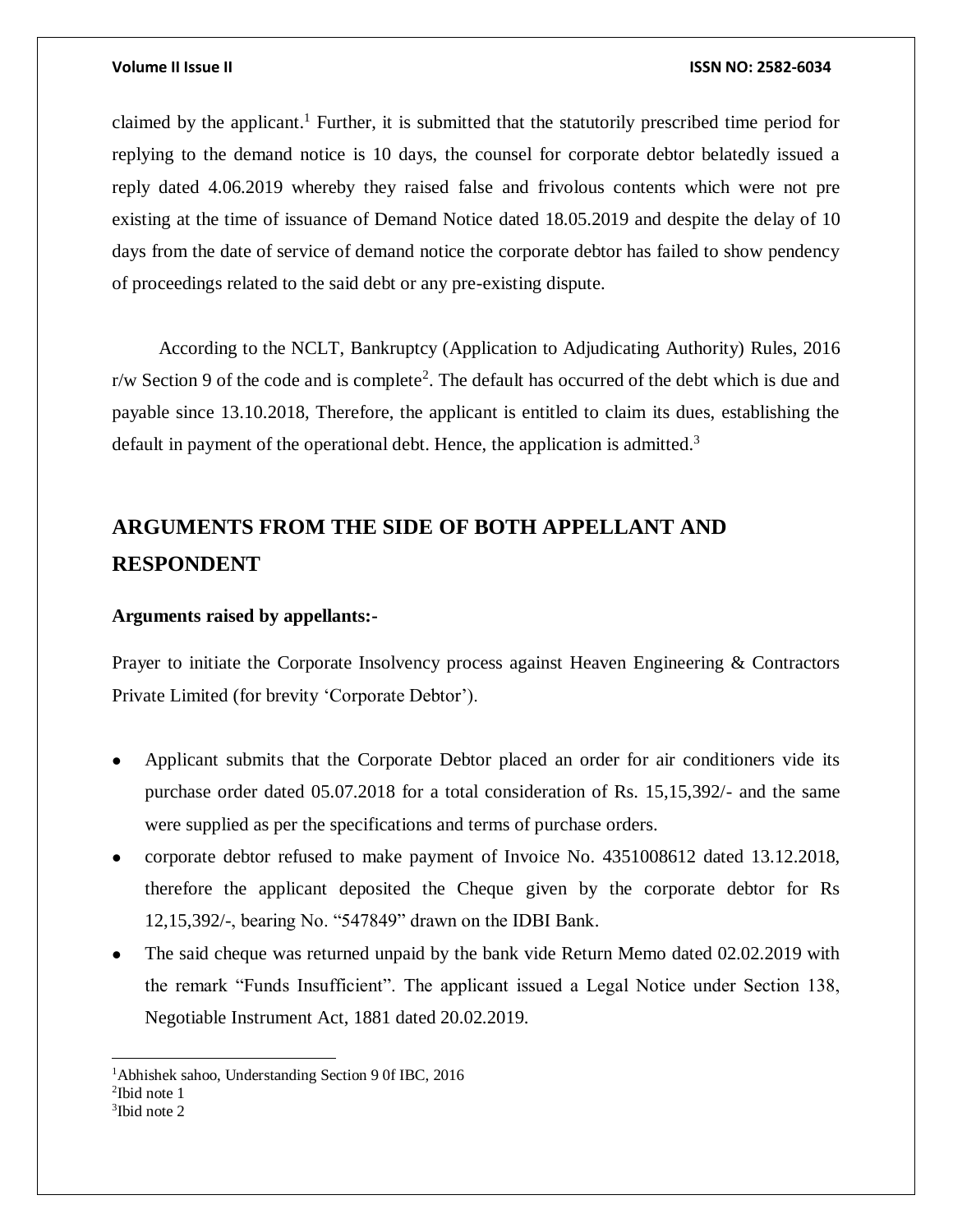claimed by the applicant.[1] Further, it is submitted that the statutorily prescribed time period for replying to the demand notice is 10 days, the counsel for corporate debtor belatedly issued a reply dated 4.06.2019 whereby they raised false and frivolous contents which were not pre existing at the time of issuance of Demand Notice dated 18.05.2019 and despite the delay of 10 days from the date of service of demand notice the corporate debtor has failed to show pendency of proceedings related to the said debt or any pre-existing dispute.

According to the NCLT, Bankruptcy (Application to Adjudicating Authority) Rules, 2016 r/w Section 9 of the code and is complete[2]. The default has occurred of the debt which is due and payable since 13.10.2018, Therefore, the applicant is entitled to claim its dues, establishing the default in payment of the operational debt. Hence, the application is admitted.[3]

## ARGUMENTS FROM THE SIDE OF BOTH APPELLANT AND RESPONDENT

**Arguments raised by appellants:-**

Prayer to initiate the Corporate Insolvency process against Heaven Engineering & Contractors Private Limited (for brevity 'Corporate Debtor').

- Applicant submits that the Corporate Debtor placed an order for air conditioners vide its purchase order dated 05.07.2018 for a total consideration of Rs. 15,15,392/- and the same were supplied as per the specifications and terms of purchase orders.
- corporate debtor refused to make payment of Invoice No. 4351008612 dated 13.12.2018, therefore the applicant deposited the Cheque given by the corporate debtor for Rs 12,15,392/-, bearing No. "547849" drawn on the IDBI Bank.
- The said cheque was returned unpaid by the bank vide Return Memo dated 02.02.2019 with the remark "Funds Insufficient". The applicant issued a Legal Notice under Section 138, Negotiable Instrument Act, 1881 dated 20.02.2019.

---

[1] Abhishek sahoo, Understanding Section 9 0f IBC, 2016

[2] Ibid note 1

[3] Ibid note 2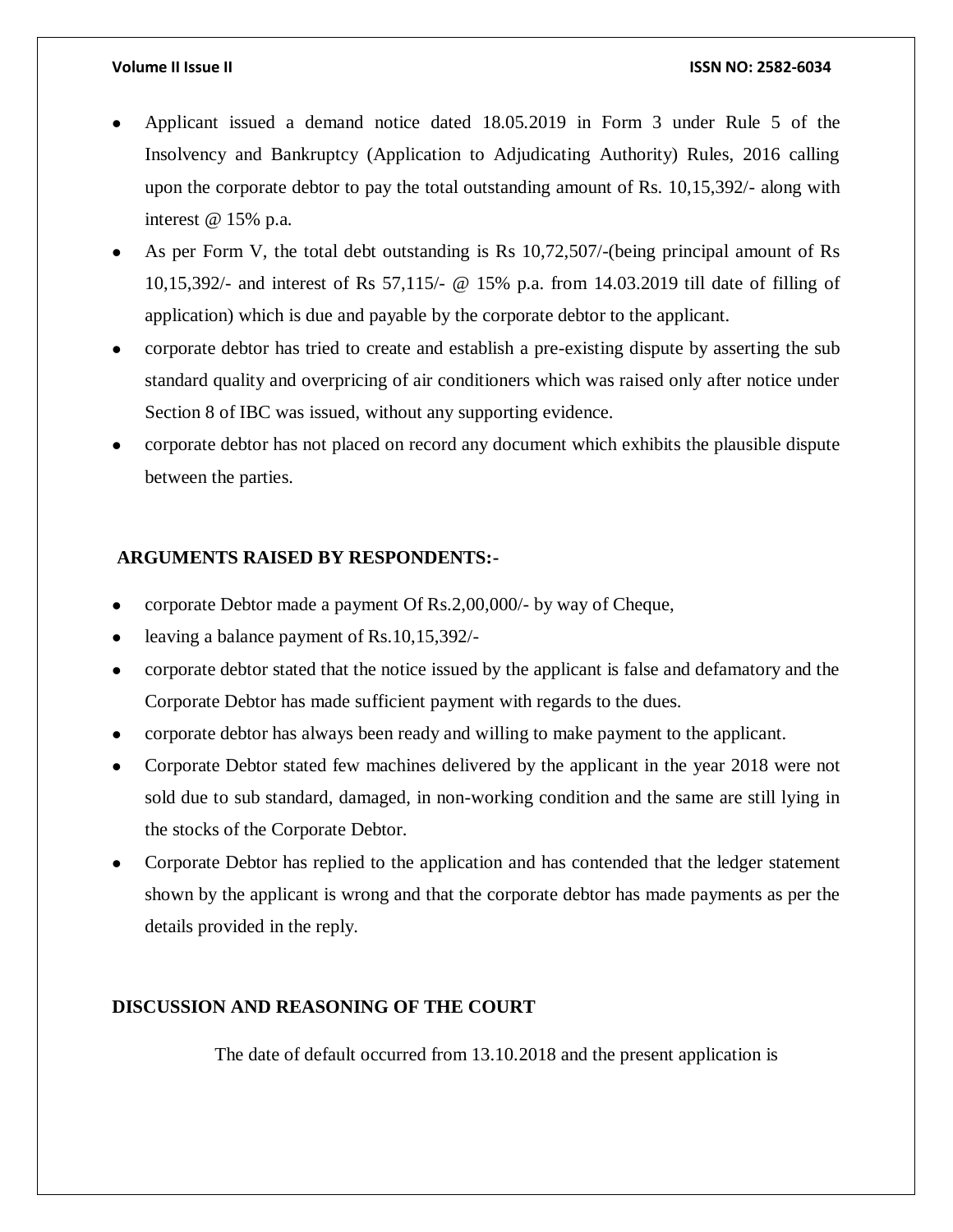- Applicant issued a demand notice dated 18.05.2019 in Form 3 under Rule 5 of the Insolvency and Bankruptcy (Application to Adjudicating Authority) Rules, 2016 calling upon the corporate debtor to pay the total outstanding amount of Rs. 10,15,392/- along with interest @ 15% p.a.
- As per Form V, the total debt outstanding is Rs 10,72,507/-(being principal amount of Rs 10,15,392/- and interest of Rs 57,115/- @ 15% p.a. from 14.03.2019 till date of filling of application) which is due and payable by the corporate debtor to the applicant.
- corporate debtor has tried to create and establish a pre-existing dispute by asserting the sub standard quality and overpricing of air conditioners which was raised only after notice under Section 8 of IBC was issued, without any supporting evidence.
- corporate debtor has not placed on record any document which exhibits the plausible dispute between the parties.

## ARGUMENTS RAISED BY RESPONDENTS:-

- corporate Debtor made a payment Of Rs.2,00,000/- by way of Cheque,
- leaving a balance payment of Rs.10,15,392/-
- corporate debtor stated that the notice issued by the applicant is false and defamatory and the Corporate Debtor has made sufficient payment with regards to the dues.
- corporate debtor has always been ready and willing to make payment to the applicant.
- Corporate Debtor stated few machines delivered by the applicant in the year 2018 were not sold due to sub standard, damaged, in non-working condition and the same are still lying in the stocks of the Corporate Debtor.
- Corporate Debtor has replied to the application and has contended that the ledger statement shown by the applicant is wrong and that the corporate debtor has made payments as per the details provided in the reply.

## DISCUSSION AND REASONING OF THE COURT

The date of default occurred from 13.10.2018 and the present application is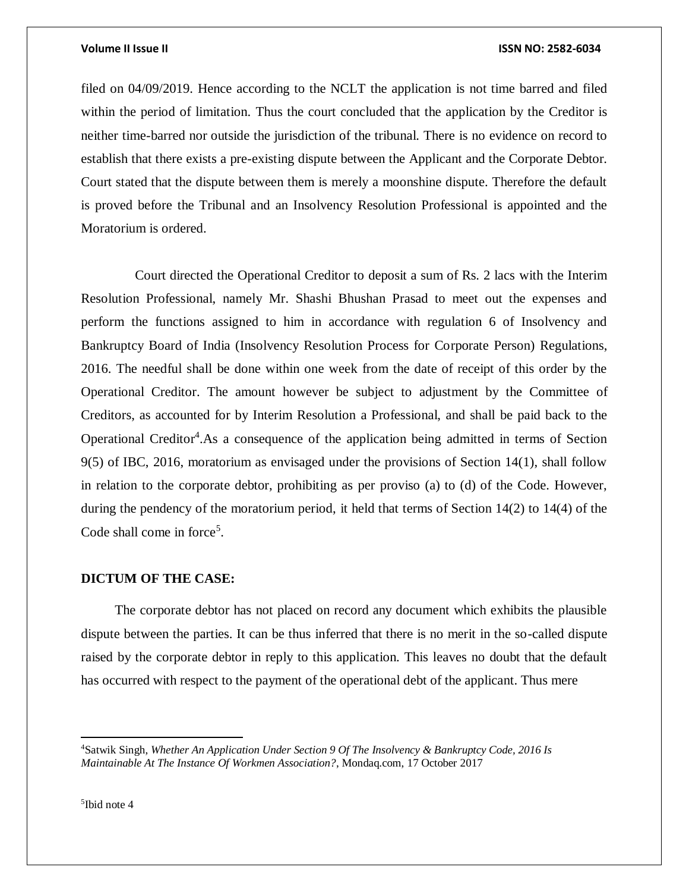filed on 04/09/2019. Hence according to the NCLT the application is not time barred and filed within the period of limitation. Thus the court concluded that the application by the Creditor is neither time-barred nor outside the jurisdiction of the tribunal. There is no evidence on record to establish that there exists a pre-existing dispute between the Applicant and the Corporate Debtor. Court stated that the dispute between them is merely a moonshine dispute. Therefore the default is proved before the Tribunal and an Insolvency Resolution Professional is appointed and the Moratorium is ordered.

Court directed the Operational Creditor to deposit a sum of Rs. 2 lacs with the Interim Resolution Professional, namely Mr. Shashi Bhushan Prasad to meet out the expenses and perform the functions assigned to him in accordance with regulation 6 of Insolvency and Bankruptcy Board of India (Insolvency Resolution Process for Corporate Person) Regulations, 2016. The needful shall be done within one week from the date of receipt of this order by the Operational Creditor. The amount however be subject to adjustment by the Committee of Creditors, as accounted for by Interim Resolution a Professional, and shall be paid back to the Operational Creditor[4].As a consequence of the application being admitted in terms of Section 9(5) of IBC, 2016, moratorium as envisaged under the provisions of Section 14(1), shall follow in relation to the corporate debtor, prohibiting as per proviso (a) to (d) of the Code. However, during the pendency of the moratorium period, it held that terms of Section 14(2) to 14(4) of the Code shall come in force[5].

**DICTUM OF THE CASE:**

The corporate debtor has not placed on record any document which exhibits the plausible dispute between the parties. It can be thus inferred that there is no merit in the so-called dispute raised by the corporate debtor in reply to this application. This leaves no doubt that the default has occurred with respect to the payment of the operational debt of the applicant. Thus mere

---

[4]Satwik Singh, *Whether An Application Under Section 9 Of The Insolvency & Bankruptcy Code, 2016 Is Maintainable At The Instance Of Workmen Association?*, Mondaq.com, 17 October 2017

[5]Ibid note 4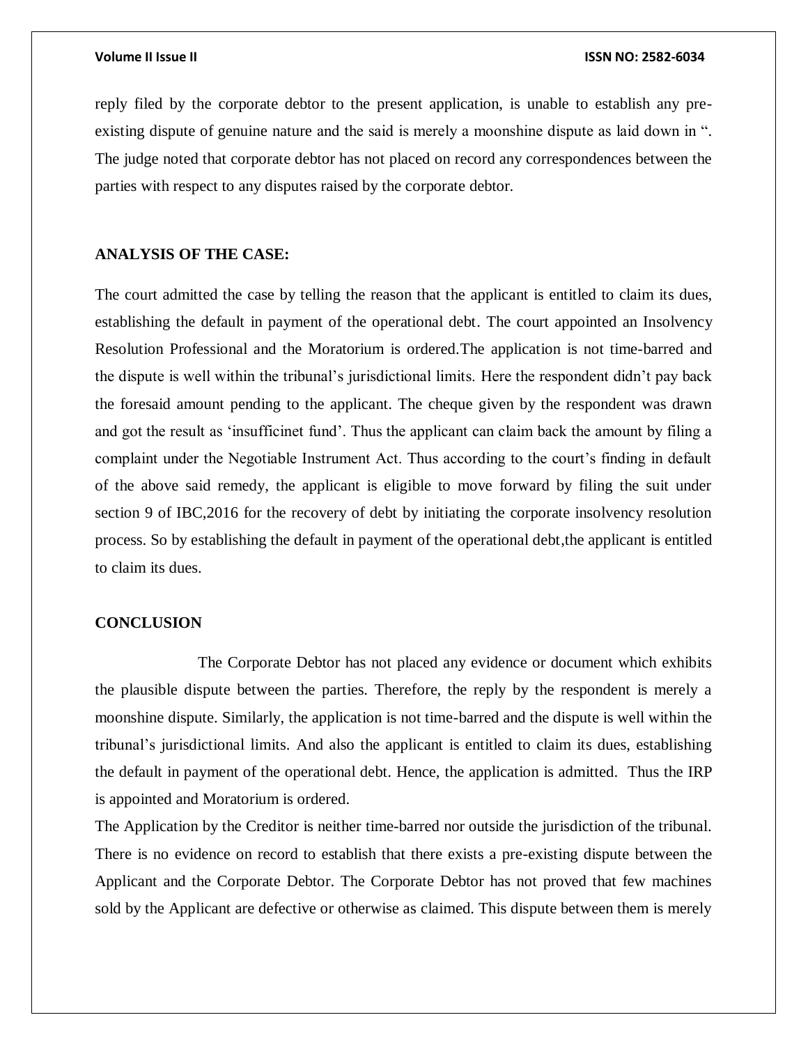reply filed by the corporate debtor to the present application, is unable to establish any pre-existing dispute of genuine nature and the said is merely a moonshine dispute as laid down in ". The judge noted that corporate debtor has not placed on record any correspondences between the parties with respect to any disputes raised by the corporate debtor.

**ANALYSIS OF THE CASE:**

The court admitted the case by telling the reason that the applicant is entitled to claim its dues, establishing the default in payment of the operational debt. The court appointed an Insolvency Resolution Professional and the Moratorium is ordered.The application is not time-barred and the dispute is well within the tribunal's jurisdictional limits. Here the respondent didn't pay back the foresaid amount pending to the applicant. The cheque given by the respondent was drawn and got the result as 'insufficinet fund'. Thus the applicant can claim back the amount by filing a complaint under the Negotiable Instrument Act. Thus according to the court's finding in default of the above said remedy, the applicant is eligible to move forward by filing the suit under section 9 of IBC,2016 for the recovery of debt by initiating the corporate insolvency resolution process. So by establishing the default in payment of the operational debt,the applicant is entitled to claim its dues.

**CONCLUSION**

The Corporate Debtor has not placed any evidence or document which exhibits the plausible dispute between the parties. Therefore, the reply by the respondent is merely a moonshine dispute. Similarly, the application is not time-barred and the dispute is well within the tribunal's jurisdictional limits. And also the applicant is entitled to claim its dues, establishing the default in payment of the operational debt. Hence, the application is admitted. Thus the IRP is appointed and Moratorium is ordered.

The Application by the Creditor is neither time-barred nor outside the jurisdiction of the tribunal. There is no evidence on record to establish that there exists a pre-existing dispute between the Applicant and the Corporate Debtor. The Corporate Debtor has not proved that few machines sold by the Applicant are defective or otherwise as claimed. This dispute between them is merely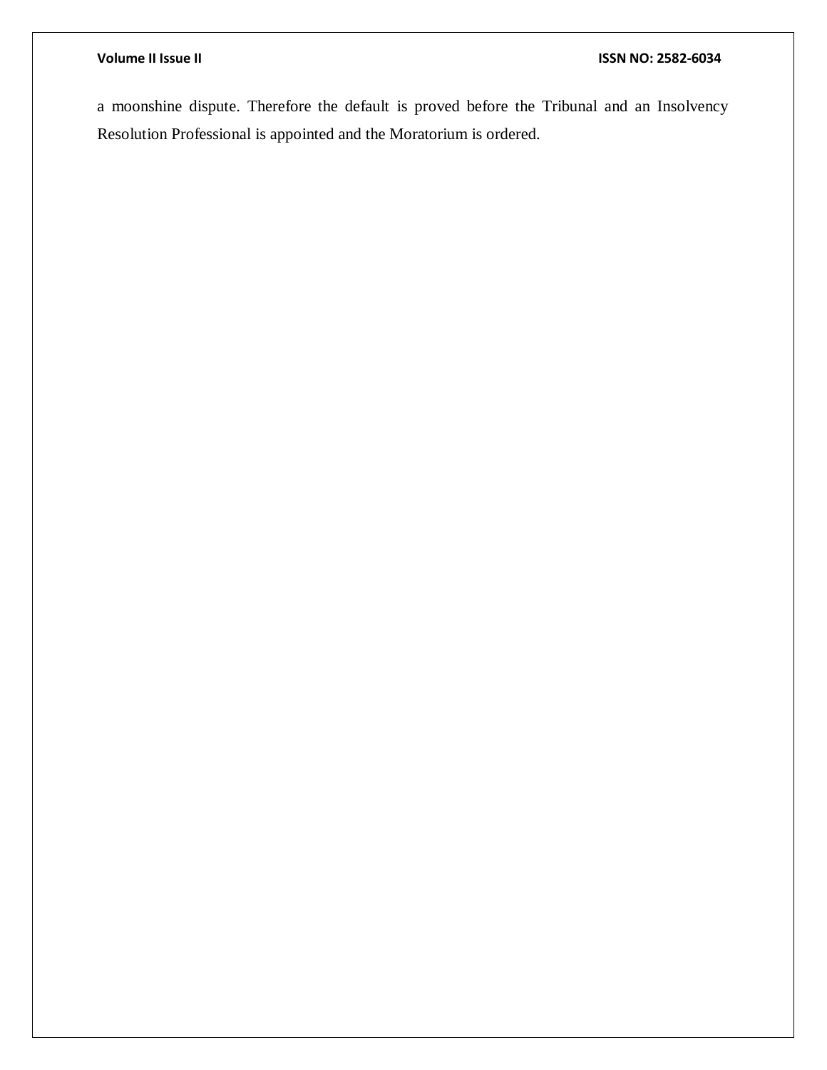a moonshine dispute. Therefore the default is proved before the Tribunal and an Insolvency Resolution Professional is appointed and the Moratorium is ordered.